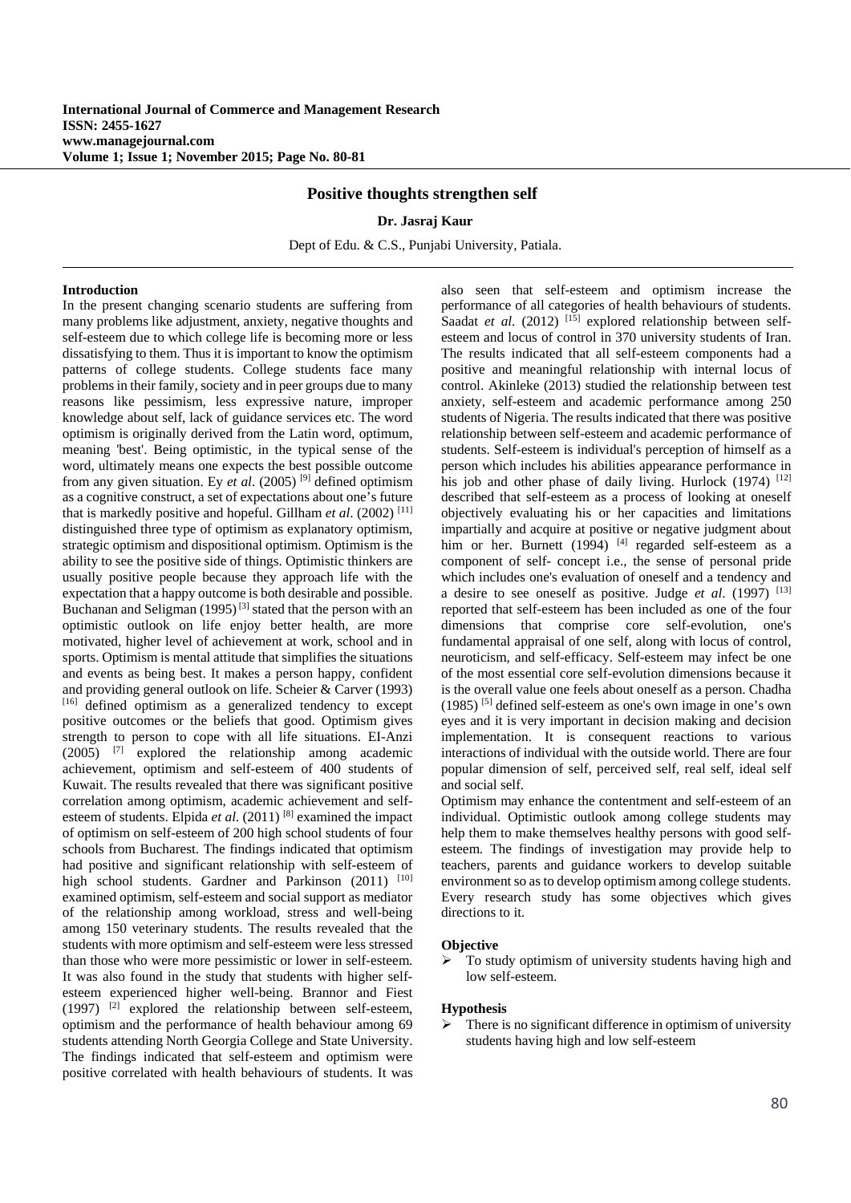# Positive thoughts strengthen self

**Dr. Jasraj Kaur**

Dept of Edu. & C.S., Punjabi University, Patiala.

## Introduction

In the present changing scenario students are suffering from many problems like adjustment, anxiety, negative thoughts and self-esteem due to which college life is becoming more or less dissatisfying to them. Thus it is important to know the optimism patterns of college students. College students face many problems in their family, society and in peer groups due to many reasons like pessimism, less expressive nature, improper knowledge about self, lack of guidance services etc. The word optimism is originally derived from the Latin word, optimum, meaning 'best'. Being optimistic, in the typical sense of the word, ultimately means one expects the best possible outcome from any given situation. Ey *et al*. (2005) [9] defined optimism as a cognitive construct, a set of expectations about one's future that is markedly positive and hopeful. Gillham *et al*. (2002) [11] distinguished three type of optimism as explanatory optimism, strategic optimism and dispositional optimism. Optimism is the ability to see the positive side of things. Optimistic thinkers are usually positive people because they approach life with the expectation that a happy outcome is both desirable and possible. Buchanan and Seligman (1995) [3] stated that the person with an optimistic outlook on life enjoy better health, are more motivated, higher level of achievement at work, school and in sports. Optimism is mental attitude that simplifies the situations and events as being best. It makes a person happy, confident and providing general outlook on life. Scheier & Carver (1993) [16] defined optimism as a generalized tendency to except positive outcomes or the beliefs that good. Optimism gives strength to person to cope with all life situations. EI-Anzi (2005) [7] explored the relationship among academic achievement, optimism and self-esteem of 400 students of Kuwait. The results revealed that there was significant positive correlation among optimism, academic achievement and self-esteem of students. Elpida *et al*. (2011) [8] examined the impact of optimism on self-esteem of 200 high school students of four schools from Bucharest. The findings indicated that optimism had positive and significant relationship with self-esteem of high school students. Gardner and Parkinson (2011) [10] examined optimism, self-esteem and social support as mediator of the relationship among workload, stress and well-being among 150 veterinary students. The results revealed that the students with more optimism and self-esteem were less stressed than those who were more pessimistic or lower in self-esteem. It was also found in the study that students with higher self-esteem experienced higher well-being. Brannor and Fiest (1997) [2] explored the relationship between self-esteem, optimism and the performance of health behaviour among 69 students attending North Georgia College and State University. The findings indicated that self-esteem and optimism were positive correlated with health behaviours of students. It was also seen that self-esteem and optimism increase the performance of all categories of health behaviours of students. Saadat *et al*. (2012) [15] explored relationship between self-esteem and locus of control in 370 university students of Iran. The results indicated that all self-esteem components had a positive and meaningful relationship with internal locus of control. Akinleke (2013) studied the relationship between test anxiety, self-esteem and academic performance among 250 students of Nigeria. The results indicated that there was positive relationship between self-esteem and academic performance of students. Self-esteem is individual's perception of himself as a person which includes his abilities appearance performance in his job and other phase of daily living. Hurlock (1974) [12] described that self-esteem as a process of looking at oneself objectively evaluating his or her capacities and limitations impartially and acquire at positive or negative judgment about him or her. Burnett (1994) [4] regarded self-esteem as a component of self- concept i.e., the sense of personal pride which includes one's evaluation of oneself and a tendency and a desire to see oneself as positive. Judge *et al*. (1997) [13] reported that self-esteem has been included as one of the four dimensions that comprise core self-evolution, one's fundamental appraisal of one self, along with locus of control, neuroticism, and self-efficacy. Self-esteem may infect be one of the most essential core self-evolution dimensions because it is the overall value one feels about oneself as a person. Chadha (1985) [5] defined self-esteem as one's own image in one's own eyes and it is very important in decision making and decision implementation. It is consequent reactions to various interactions of individual with the outside world. There are four popular dimension of self, perceived self, real self, ideal self and social self.

Optimism may enhance the contentment and self-esteem of an individual. Optimistic outlook among college students may help them to make themselves healthy persons with good self-esteem. The findings of investigation may provide help to teachers, parents and guidance workers to develop suitable environment so as to develop optimism among college students. Every research study has some objectives which gives directions to it.

## Objective

- To study optimism of university students having high and low self-esteem.

## Hypothesis

- There is no significant difference in optimism of university students having high and low self-esteem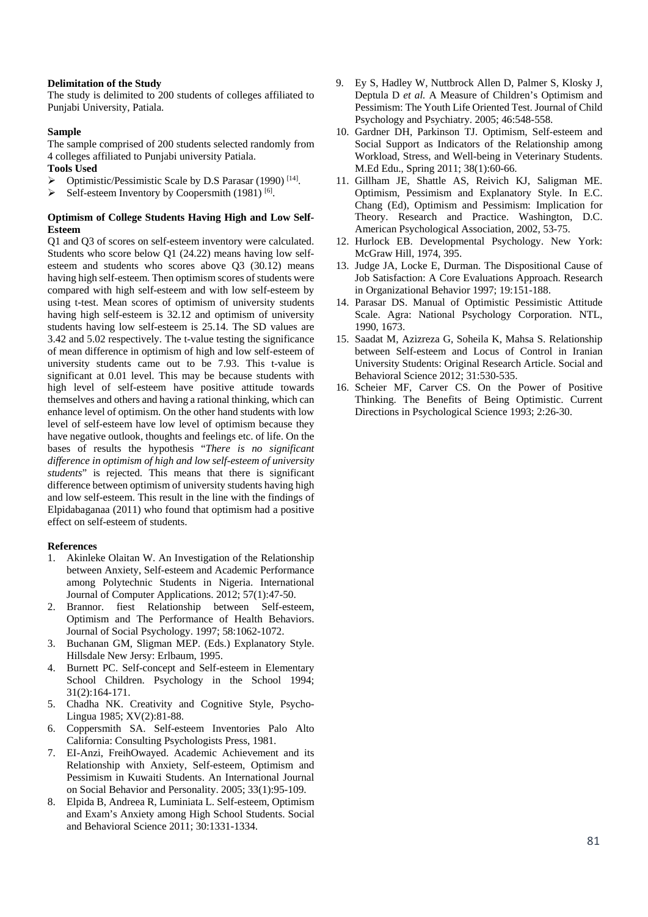### Delimitation of the Study

The study is delimited to 200 students of colleges affiliated to Punjabi University, Patiala.

### Sample

The sample comprised of 200 students selected randomly from 4 colleges affiliated to Punjabi university Patiala.

### Tools Used

- Optimistic/Pessimistic Scale by D.S Parasar (1990) [14].
- Self-esteem Inventory by Coopersmith (1981) [6].

### Optimism of College Students Having High and Low Self-Esteem

Q1 and Q3 of scores on self-esteem inventory were calculated. Students who score below Q1 (24.22) means having low self-esteem and students who scores above Q3 (30.12) means having high self-esteem. Then optimism scores of students were compared with high self-esteem and with low self-esteem by using t-test. Mean scores of optimism of university students having high self-esteem is 32.12 and optimism of university students having low self-esteem is 25.14. The SD values are 3.42 and 5.02 respectively. The t-value testing the significance of mean difference in optimism of high and low self-esteem of university students came out to be 7.93. This t-value is significant at 0.01 level. This may be because students with high level of self-esteem have positive attitude towards themselves and others and having a rational thinking, which can enhance level of optimism. On the other hand students with low level of self-esteem have low level of optimism because they have negative outlook, thoughts and feelings etc. of life. On the bases of results the hypothesis "*There is no significant difference in optimism of high and low self-esteem of university students*" is rejected. This means that there is significant difference between optimism of university students having high and low self-esteem. This result in the line with the findings of Elpidabaganaa (2011) who found that optimism had a positive effect on self-esteem of students.

### References

1. Akinleke Olaitan W. An Investigation of the Relationship between Anxiety, Self-esteem and Academic Performance among Polytechnic Students in Nigeria. International Journal of Computer Applications. 2012; 57(1):47-50.
2. Brannor. fiest Relationship between Self-esteem, Optimism and The Performance of Health Behaviors. Journal of Social Psychology. 1997; 58:1062-1072.
3. Buchanan GM, Sligman MEP. (Eds.) Explanatory Style. Hillsdale New Jersy: Erlbaum, 1995.
4. Burnett PC. Self-concept and Self-esteem in Elementary School Children. Psychology in the School 1994; 31(2):164-171.
5. Chadha NK. Creativity and Cognitive Style, Psycho-Lingua 1985; XV(2):81-88.
6. Coppersmith SA. Self-esteem Inventories Palo Alto California: Consulting Psychologists Press, 1981.
7. EI-Anzi, FreihOwayed. Academic Achievement and its Relationship with Anxiety, Self-esteem, Optimism and Pessimism in Kuwaiti Students. An International Journal on Social Behavior and Personality. 2005; 33(1):95-109.
8. Elpida B, Andreea R, Luminiata L. Self-esteem, Optimism and Exam's Anxiety among High School Students. Social and Behavioral Science 2011; 30:1331-1334.
9. Ey S, Hadley W, Nuttbrock Allen D, Palmer S, Klosky J, Deptula D *et al.* A Measure of Children's Optimism and Pessimism: The Youth Life Oriented Test. Journal of Child Psychology and Psychiatry. 2005; 46:548-558.
10. Gardner DH, Parkinson TJ. Optimism, Self-esteem and Social Support as Indicators of the Relationship among Workload, Stress, and Well-being in Veterinary Students. M.Ed Edu., Spring 2011; 38(1):60-66.
11. Gillham JE, Shattle AS, Reivich KJ, Saligman ME. Optimism, Pessimism and Explanatory Style. In E.C. Chang (Ed), Optimism and Pessimism: Implication for Theory. Research and Practice. Washington, D.C. American Psychological Association, 2002, 53-75.
12. Hurlock EB. Developmental Psychology. New York: McGraw Hill, 1974, 395.
13. Judge JA, Locke E, Durman. The Dispositional Cause of Job Satisfaction: A Core Evaluations Approach. Research in Organizational Behavior 1997; 19:151-188.
14. Parasar DS. Manual of Optimistic Pessimistic Attitude Scale. Agra: National Psychology Corporation. NTL, 1990, 1673.
15. Saadat M, Azizreza G, Soheila K, Mahsa S. Relationship between Self-esteem and Locus of Control in Iranian University Students: Original Research Article. Social and Behavioral Science 2012; 31:530-535.
16. Scheier MF, Carver CS. On the Power of Positive Thinking. The Benefits of Being Optimistic. Current Directions in Psychological Science 1993; 2:26-30.